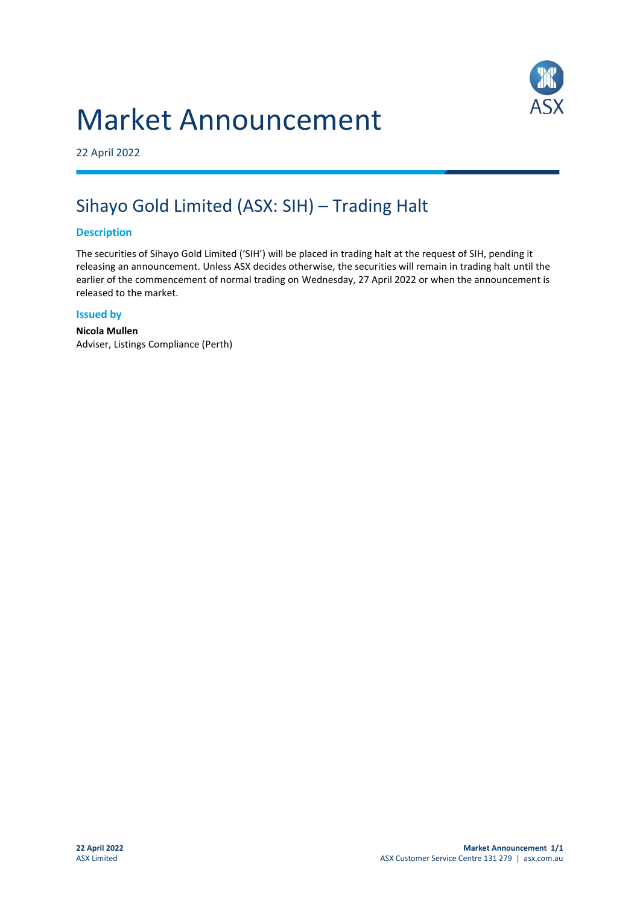# Market Announcement

22 April 2022

## Sihayo Gold Limited (ASX: SIH) – Trading Halt

### Description

The securities of Sihayo Gold Limited ('SIH') will be placed in trading halt at the request of SIH, pending it releasing an announcement. Unless ASX decides otherwise, the securities will remain in trading halt until the earlier of the commencement of normal trading on Wednesday, 27 April 2022 or when the announcement is released to the market.

### Issued by

**Nicola Mullen**
Adviser, Listings Compliance (Perth)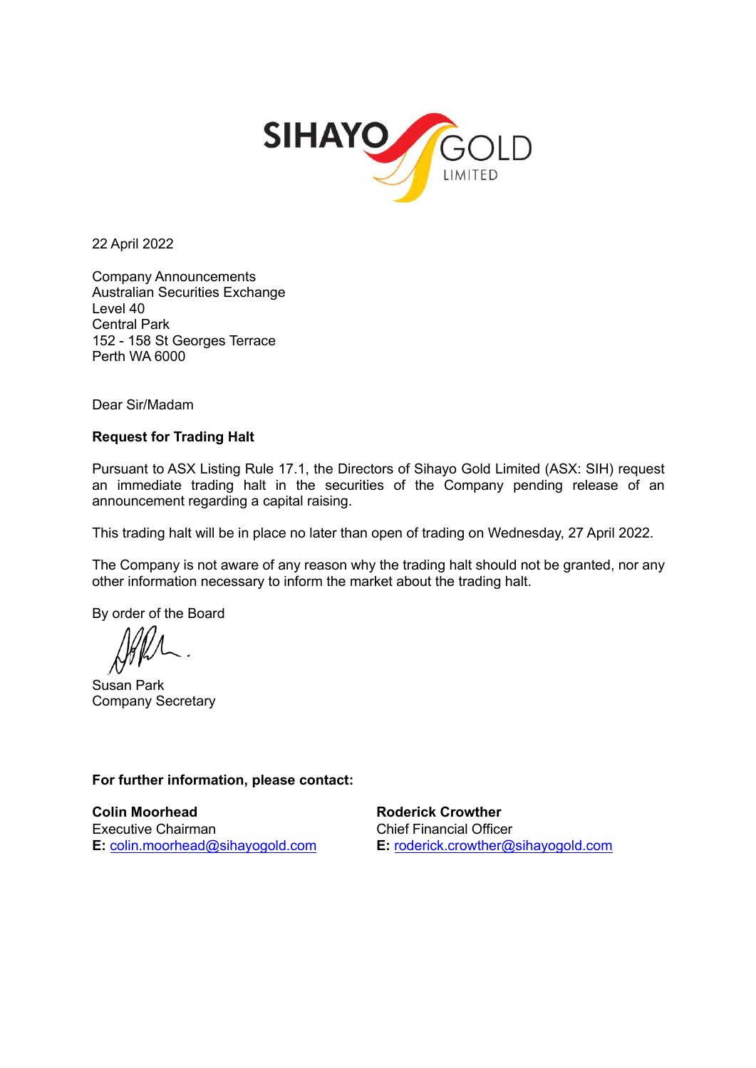22 April 2022

Company Announcements
Australian Securities Exchange
Level 40
Central Park
152 - 158 St Georges Terrace
Perth WA 6000

Dear Sir/Madam

**Request for Trading Halt**

Pursuant to ASX Listing Rule 17.1, the Directors of Sihayo Gold Limited (ASX: SIH) request an immediate trading halt in the securities of the Company pending release of an announcement regarding a capital raising.

This trading halt will be in place no later than open of trading on Wednesday, 27 April 2022.

The Company is not aware of any reason why the trading halt should not be granted, nor any other information necessary to inform the market about the trading halt.

By order of the Board

Susan Park
Company Secretary

**For further information, please contact:**

**Colin Moorhead**
Executive Chairman
**E:** colin.moorhead@sihayogold.com

**Roderick Crowther**
Chief Financial Officer
**E:** roderick.crowther@sihayogold.com